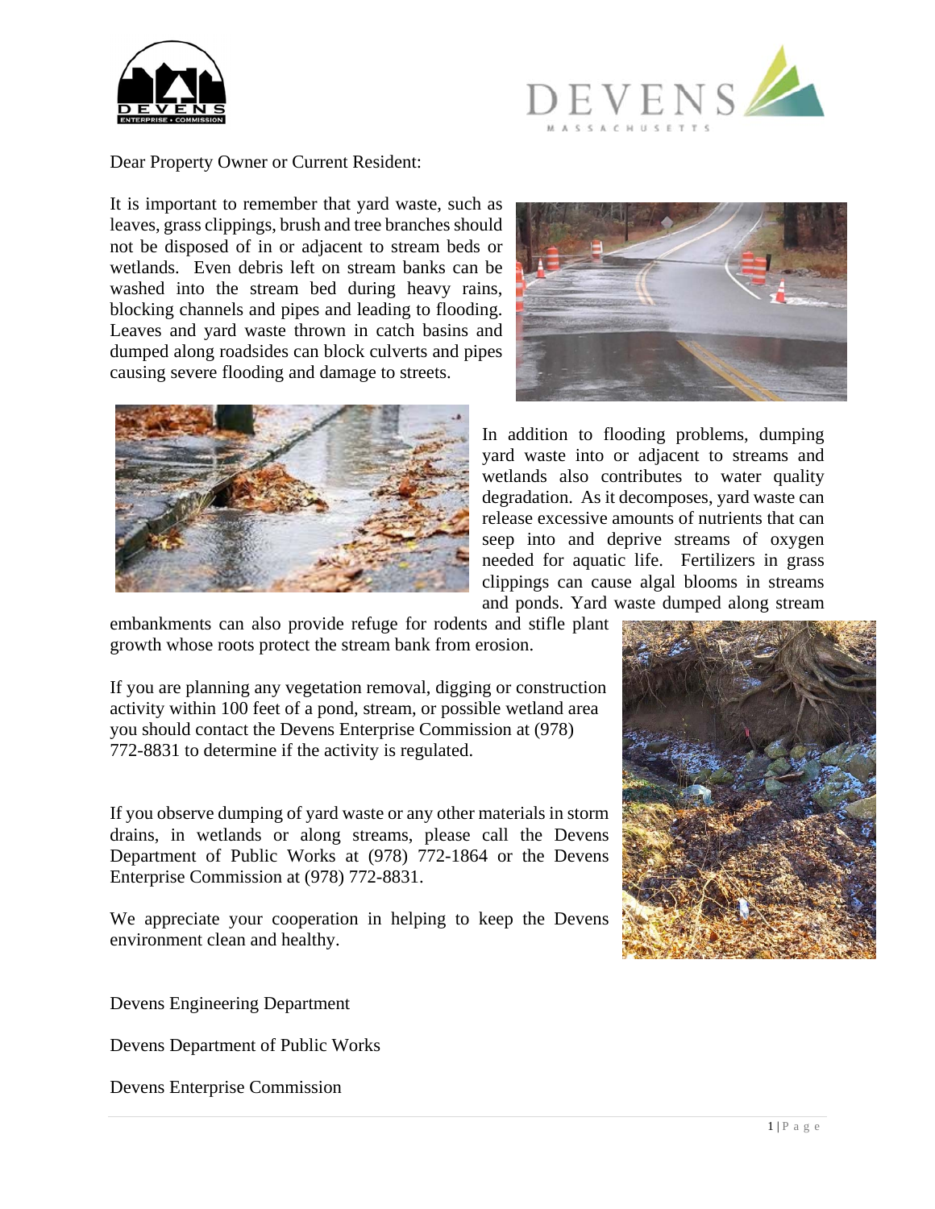Dear Property Owner or Current Resident:

It is important to remember that yard waste, such as leaves, grass clippings, brush and tree branches should not be disposed of in or adjacent to stream beds or wetlands. Even debris left on stream banks can be washed into the stream bed during heavy rains, blocking channels and pipes and leading to flooding. Leaves and yard waste thrown in catch basins and dumped along roadsides can block culverts and pipes causing severe flooding and damage to streets.

In addition to flooding problems, dumping yard waste into or adjacent to streams and wetlands also contributes to water quality degradation. As it decomposes, yard waste can release excessive amounts of nutrients that can seep into and deprive streams of oxygen needed for aquatic life. Fertilizers in grass clippings can cause algal blooms in streams and ponds. Yard waste dumped along stream embankments can also provide refuge for rodents and stifle plant growth whose roots protect the stream bank from erosion.

If you are planning any vegetation removal, digging or construction activity within 100 feet of a pond, stream, or possible wetland area you should contact the Devens Enterprise Commission at (978) 772-8831 to determine if the activity is regulated.

If you observe dumping of yard waste or any other materials in storm drains, in wetlands or along streams, please call the Devens Department of Public Works at (978) 772-1864 or the Devens Enterprise Commission at (978) 772-8831.

We appreciate your cooperation in helping to keep the Devens environment clean and healthy.

Devens Engineering Department

Devens Department of Public Works

Devens Enterprise Commission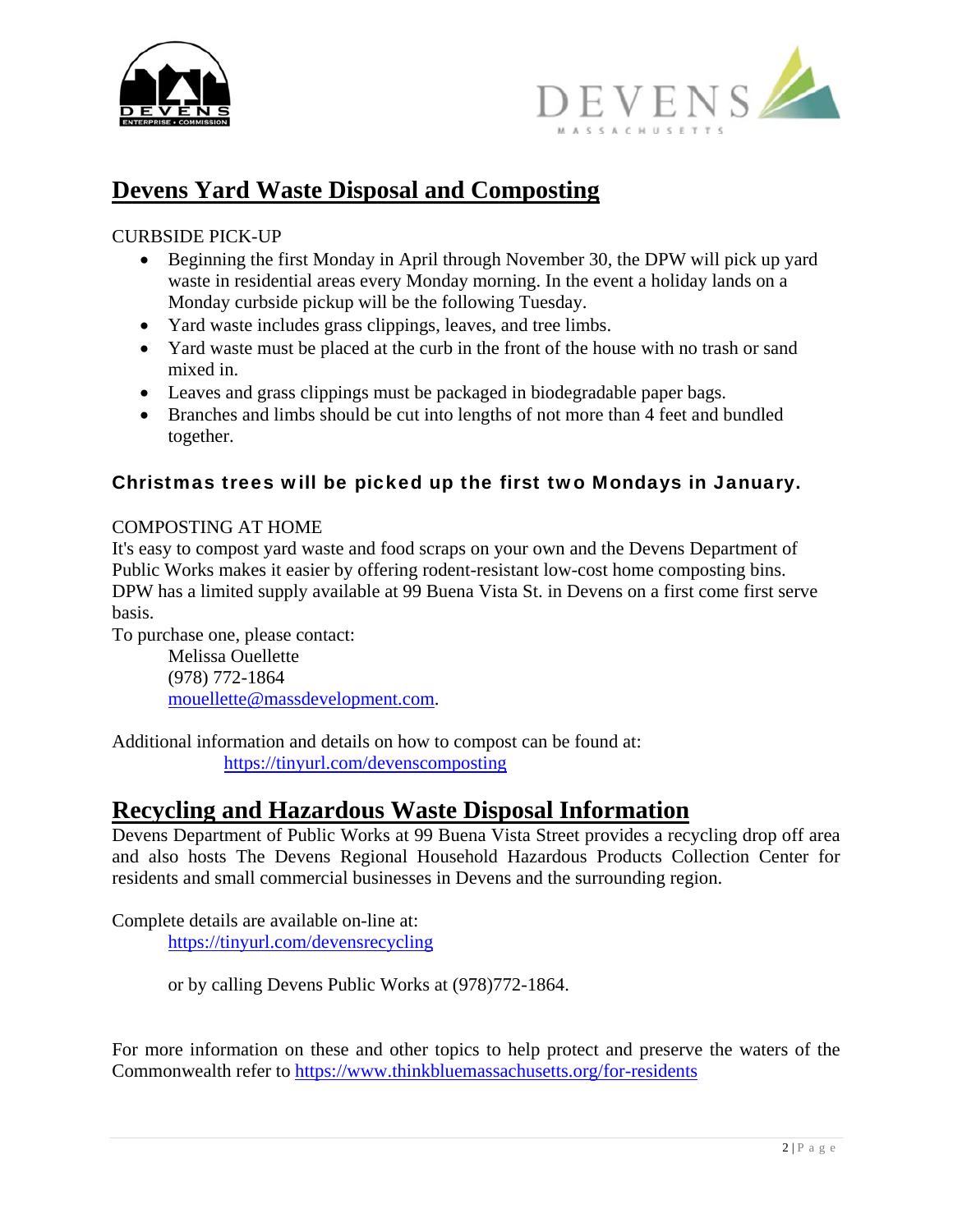## Devens Yard Waste Disposal and Composting

CURBSIDE PICK-UP

- Beginning the first Monday in April through November 30, the DPW will pick up yard waste in residential areas every Monday morning. In the event a holiday lands on a Monday curbside pickup will be the following Tuesday.
- Yard waste includes grass clippings, leaves, and tree limbs.
- Yard waste must be placed at the curb in the front of the house with no trash or sand mixed in.
- Leaves and grass clippings must be packaged in biodegradable paper bags.
- Branches and limbs should be cut into lengths of not more than 4 feet and bundled together.

**Christmas trees will be picked up the first two Mondays in January.**

COMPOSTING AT HOME

It's easy to compost yard waste and food scraps on your own and the Devens Department of Public Works makes it easier by offering rodent-resistant low-cost home composting bins. DPW has a limited supply available at 99 Buena Vista St. in Devens on a first come first serve basis.

To purchase one, please contact:

Melissa Ouellette
(978) 772-1864
mouellette@massdevelopment.com.

Additional information and details on how to compost can be found at:
https://tinyurl.com/devenscomposting

## Recycling and Hazardous Waste Disposal Information

Devens Department of Public Works at 99 Buena Vista Street provides a recycling drop off area and also hosts The Devens Regional Household Hazardous Products Collection Center for residents and small commercial businesses in Devens and the surrounding region.

Complete details are available on-line at:
https://tinyurl.com/devensrecycling

or by calling Devens Public Works at (978)772-1864.

For more information on these and other topics to help protect and preserve the waters of the Commonwealth refer to https://www.thinkbluemassachusetts.org/for-residents